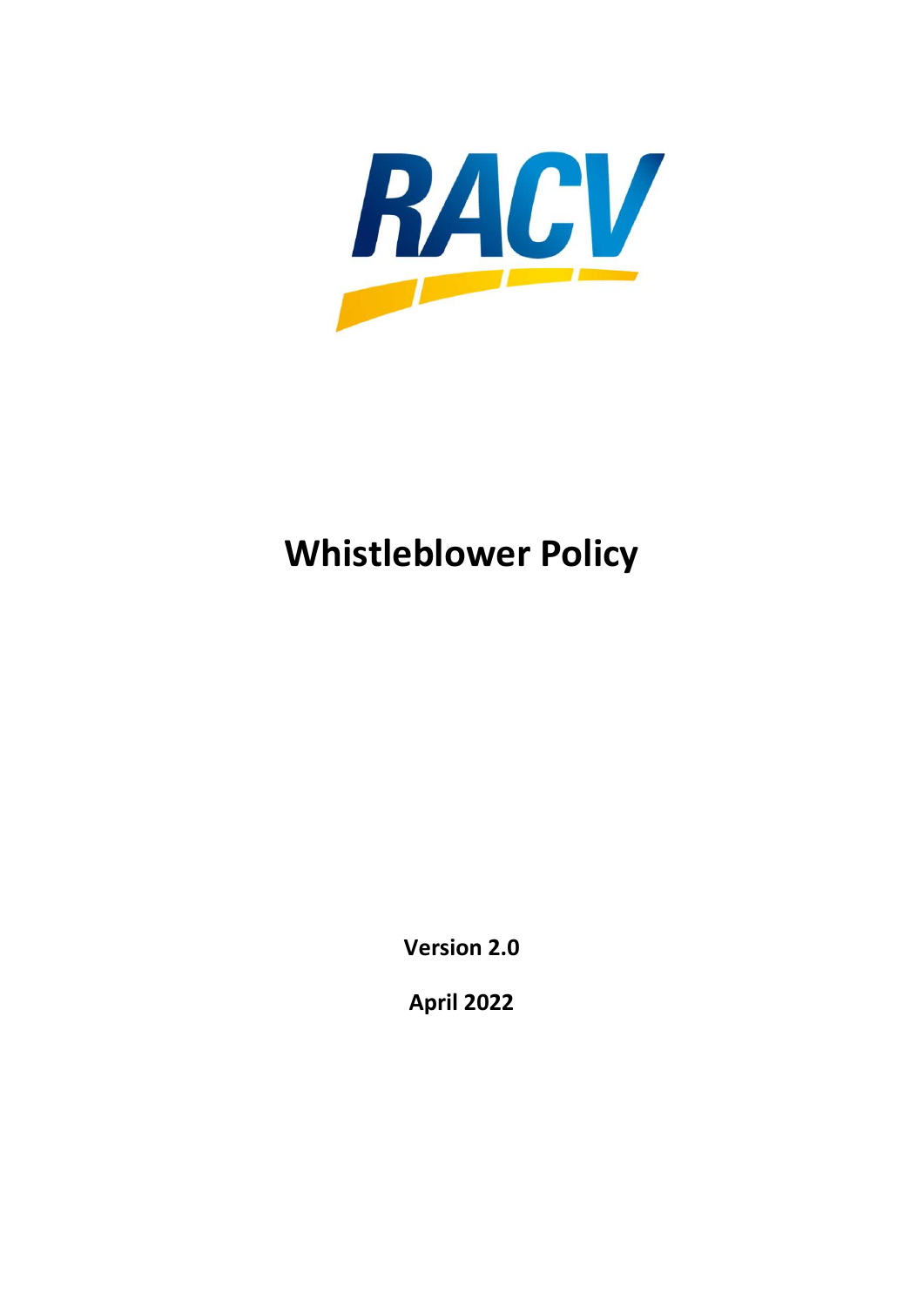RACV

# Whistleblower Policy

**Version 2.0**

**April 2022**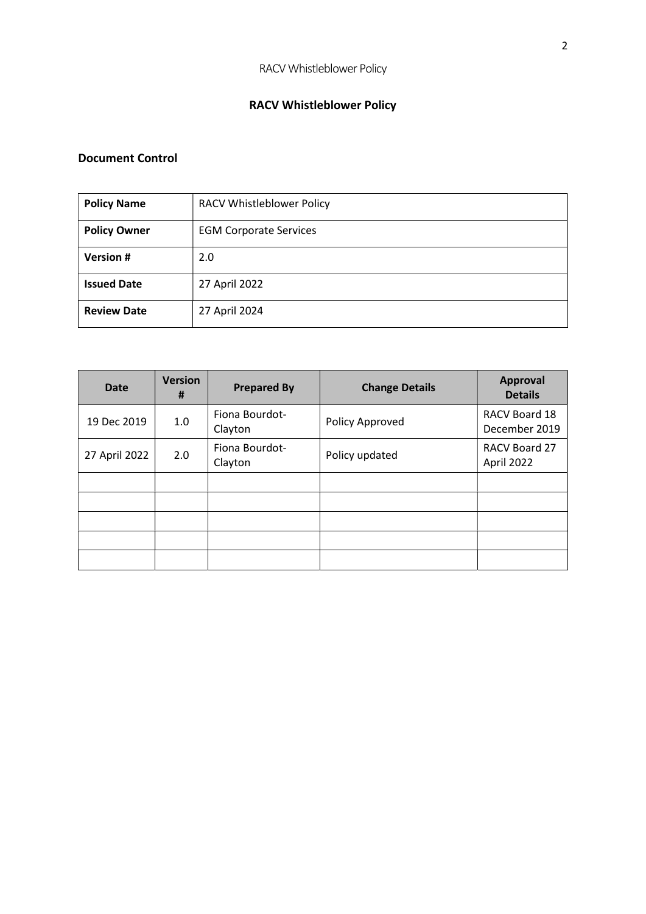# RACV Whistleblower Policy

## Document Control

| Policy Name | RACV Whistleblower Policy |
|---|---|
| Policy Owner | EGM Corporate Services |
| Version # | 2.0 |
| Issued Date | 27 April 2022 |
| Review Date | 27 April 2024 |

| Date | Version # | Prepared By | Change Details | Approval Details |
|---|---|---|---|---|
| 19 Dec 2019 | 1.0 | Fiona Bourdot-Clayton | Policy Approved | RACV Board 18 December 2019 |
| 27 April 2022 | 2.0 | Fiona Bourdot-Clayton | Policy updated | RACV Board 27 April 2022 |
| | | | | |
| | | | | |
| | | | | |
| | | | | |
| | | | | |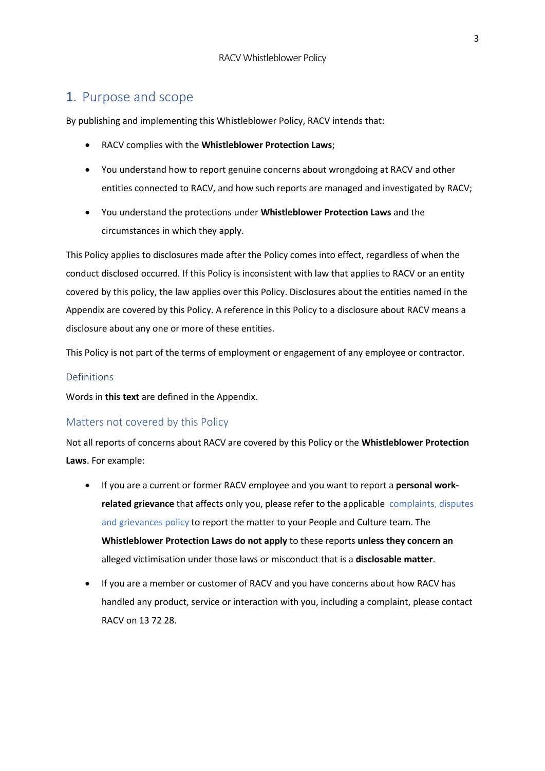# 1. Purpose and scope

By publishing and implementing this Whistleblower Policy, RACV intends that:

- RACV complies with the **Whistleblower Protection Laws**;
- You understand how to report genuine concerns about wrongdoing at RACV and other entities connected to RACV, and how such reports are managed and investigated by RACV;
- You understand the protections under **Whistleblower Protection Laws** and the circumstances in which they apply.

This Policy applies to disclosures made after the Policy comes into effect, regardless of when the conduct disclosed occurred. If this Policy is inconsistent with law that applies to RACV or an entity covered by this policy, the law applies over this Policy. Disclosures about the entities named in the Appendix are covered by this Policy. A reference in this Policy to a disclosure about RACV means a disclosure about any one or more of these entities.

This Policy is not part of the terms of employment or engagement of any employee or contractor.

## Definitions

Words in **this text** are defined in the Appendix.

## Matters not covered by this Policy

Not all reports of concerns about RACV are covered by this Policy or the **Whistleblower Protection Laws**. For example:

- If you are a current or former RACV employee and you want to report a **personal work-related grievance** that affects only you, please refer to the applicable complaints, disputes and grievances policy to report the matter to your People and Culture team. The **Whistleblower Protection Laws do not apply** to these reports **unless they concern an** alleged victimisation under those laws or misconduct that is a **disclosable matter**.
- If you are a member or customer of RACV and you have concerns about how RACV has handled any product, service or interaction with you, including a complaint, please contact RACV on 13 72 28.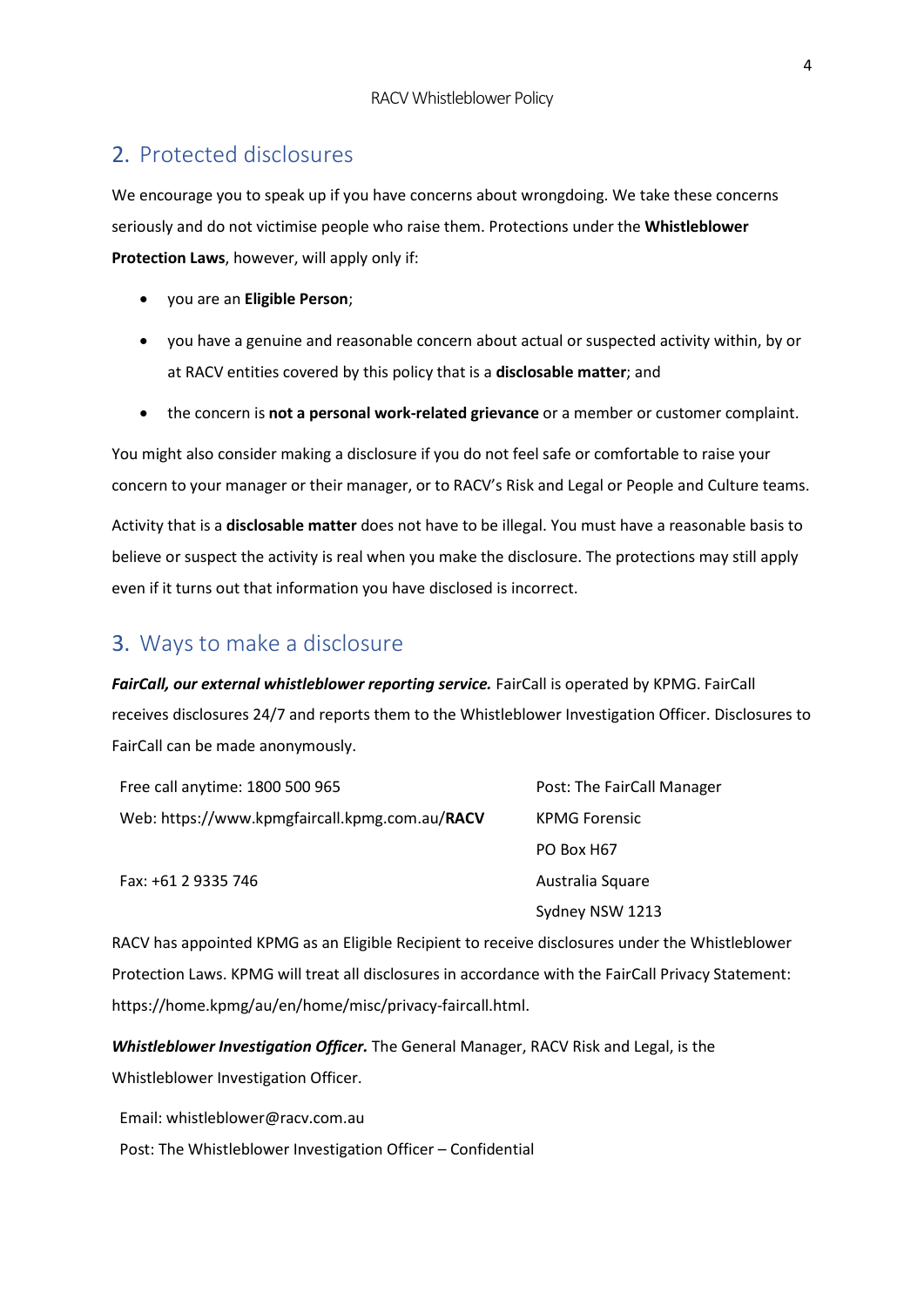## 2. Protected disclosures

We encourage you to speak up if you have concerns about wrongdoing. We take these concerns seriously and do not victimise people who raise them. Protections under the **Whistleblower Protection Laws**, however, will apply only if:

- you are an **Eligible Person**;
- you have a genuine and reasonable concern about actual or suspected activity within, by or at RACV entities covered by this policy that is a **disclosable matter**; and
- the concern is **not a personal work-related grievance** or a member or customer complaint.

You might also consider making a disclosure if you do not feel safe or comfortable to raise your concern to your manager or their manager, or to RACV's Risk and Legal or People and Culture teams.

Activity that is a **disclosable matter** does not have to be illegal. You must have a reasonable basis to believe or suspect the activity is real when you make the disclosure. The protections may still apply even if it turns out that information you have disclosed is incorrect.

## 3. Ways to make a disclosure

***FairCall, our external whistleblower reporting service.*** FairCall is operated by KPMG. FairCall receives disclosures 24/7 and reports them to the Whistleblower Investigation Officer. Disclosures to FairCall can be made anonymously.

Free call anytime: 1800 500 965

Web: https://www.kpmgfaircall.kpmg.com.au/**RACV**

Fax: +61 2 9335 746

Post: The FairCall Manager
KPMG Forensic
PO Box H67
Australia Square
Sydney NSW 1213

RACV has appointed KPMG as an Eligible Recipient to receive disclosures under the Whistleblower Protection Laws. KPMG will treat all disclosures in accordance with the FairCall Privacy Statement: https://home.kpmg/au/en/home/misc/privacy-faircall.html.

***Whistleblower Investigation Officer.*** The General Manager, RACV Risk and Legal, is the Whistleblower Investigation Officer.

Email: whistleblower@racv.com.au

Post: The Whistleblower Investigation Officer – Confidential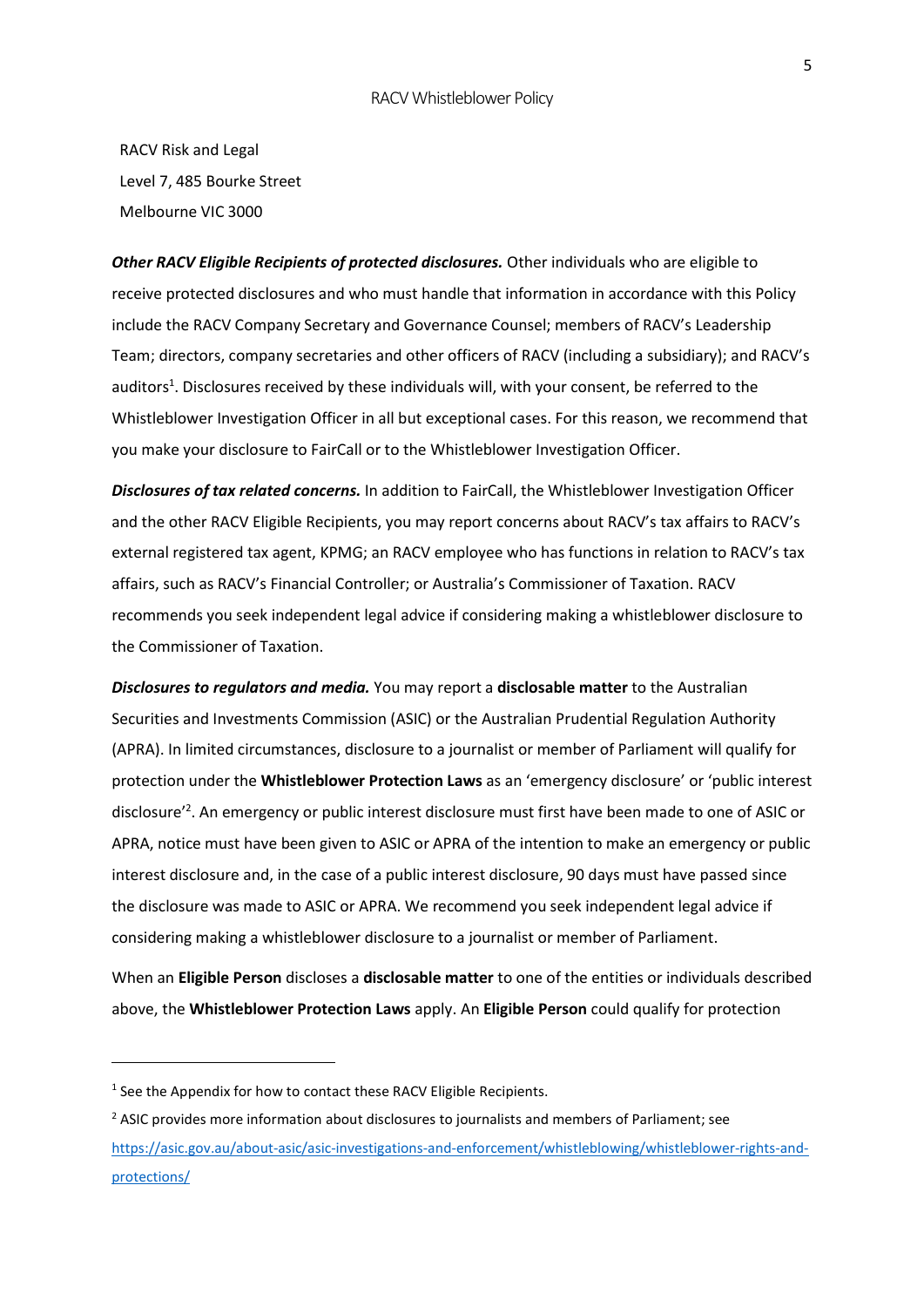RACV Risk and Legal
Level 7, 485 Bourke Street
Melbourne VIC 3000

***Other RACV Eligible Recipients of protected disclosures.*** Other individuals who are eligible to receive protected disclosures and who must handle that information in accordance with this Policy include the RACV Company Secretary and Governance Counsel; members of RACV's Leadership Team; directors, company secretaries and other officers of RACV (including a subsidiary); and RACV's auditors[1]. Disclosures received by these individuals will, with your consent, be referred to the Whistleblower Investigation Officer in all but exceptional cases. For this reason, we recommend that you make your disclosure to FairCall or to the Whistleblower Investigation Officer.

***Disclosures of tax related concerns.*** In addition to FairCall, the Whistleblower Investigation Officer and the other RACV Eligible Recipients, you may report concerns about RACV's tax affairs to RACV's external registered tax agent, KPMG; an RACV employee who has functions in relation to RACV's tax affairs, such as RACV's Financial Controller; or Australia's Commissioner of Taxation. RACV recommends you seek independent legal advice if considering making a whistleblower disclosure to the Commissioner of Taxation.

***Disclosures to regulators and media.*** You may report a **disclosable matter** to the Australian Securities and Investments Commission (ASIC) or the Australian Prudential Regulation Authority (APRA). In limited circumstances, disclosure to a journalist or member of Parliament will qualify for protection under the **Whistleblower Protection Laws** as an 'emergency disclosure' or 'public interest disclosure'[2]. An emergency or public interest disclosure must first have been made to one of ASIC or APRA, notice must have been given to ASIC or APRA of the intention to make an emergency or public interest disclosure and, in the case of a public interest disclosure, 90 days must have passed since the disclosure was made to ASIC or APRA. We recommend you seek independent legal advice if considering making a whistleblower disclosure to a journalist or member of Parliament.

When an **Eligible Person** discloses a **disclosable matter** to one of the entities or individuals described above, the **Whistleblower Protection Laws** apply. An **Eligible Person** could qualify for protection

---

[1] See the Appendix for how to contact these RACV Eligible Recipients.

[2] ASIC provides more information about disclosures to journalists and members of Parliament; see https://asic.gov.au/about-asic/asic-investigations-and-enforcement/whistleblowing/whistleblower-rights-and-protections/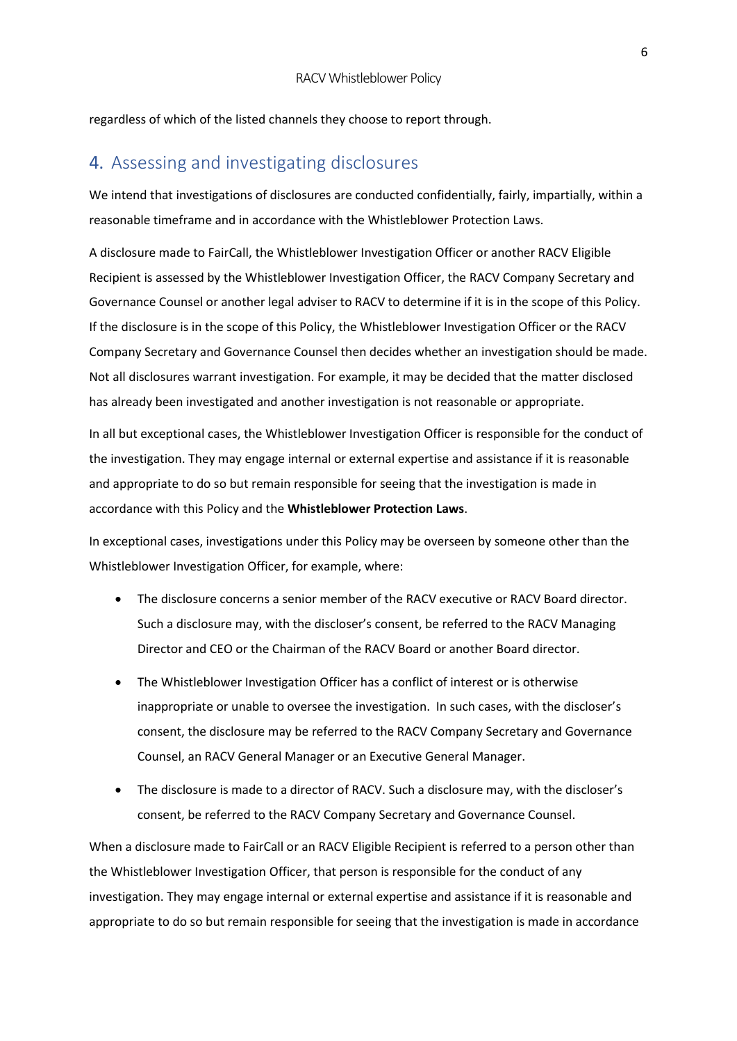regardless of which of the listed channels they choose to report through.

## 4. Assessing and investigating disclosures

We intend that investigations of disclosures are conducted confidentially, fairly, impartially, within a reasonable timeframe and in accordance with the Whistleblower Protection Laws.

A disclosure made to FairCall, the Whistleblower Investigation Officer or another RACV Eligible Recipient is assessed by the Whistleblower Investigation Officer, the RACV Company Secretary and Governance Counsel or another legal adviser to RACV to determine if it is in the scope of this Policy. If the disclosure is in the scope of this Policy, the Whistleblower Investigation Officer or the RACV Company Secretary and Governance Counsel then decides whether an investigation should be made. Not all disclosures warrant investigation. For example, it may be decided that the matter disclosed has already been investigated and another investigation is not reasonable or appropriate.

In all but exceptional cases, the Whistleblower Investigation Officer is responsible for the conduct of the investigation. They may engage internal or external expertise and assistance if it is reasonable and appropriate to do so but remain responsible for seeing that the investigation is made in accordance with this Policy and the **Whistleblower Protection Laws**.

In exceptional cases, investigations under this Policy may be overseen by someone other than the Whistleblower Investigation Officer, for example, where:

- The disclosure concerns a senior member of the RACV executive or RACV Board director. Such a disclosure may, with the discloser's consent, be referred to the RACV Managing Director and CEO or the Chairman of the RACV Board or another Board director.
- The Whistleblower Investigation Officer has a conflict of interest or is otherwise inappropriate or unable to oversee the investigation. In such cases, with the discloser's consent, the disclosure may be referred to the RACV Company Secretary and Governance Counsel, an RACV General Manager or an Executive General Manager.
- The disclosure is made to a director of RACV. Such a disclosure may, with the discloser's consent, be referred to the RACV Company Secretary and Governance Counsel.

When a disclosure made to FairCall or an RACV Eligible Recipient is referred to a person other than the Whistleblower Investigation Officer, that person is responsible for the conduct of any investigation. They may engage internal or external expertise and assistance if it is reasonable and appropriate to do so but remain responsible for seeing that the investigation is made in accordance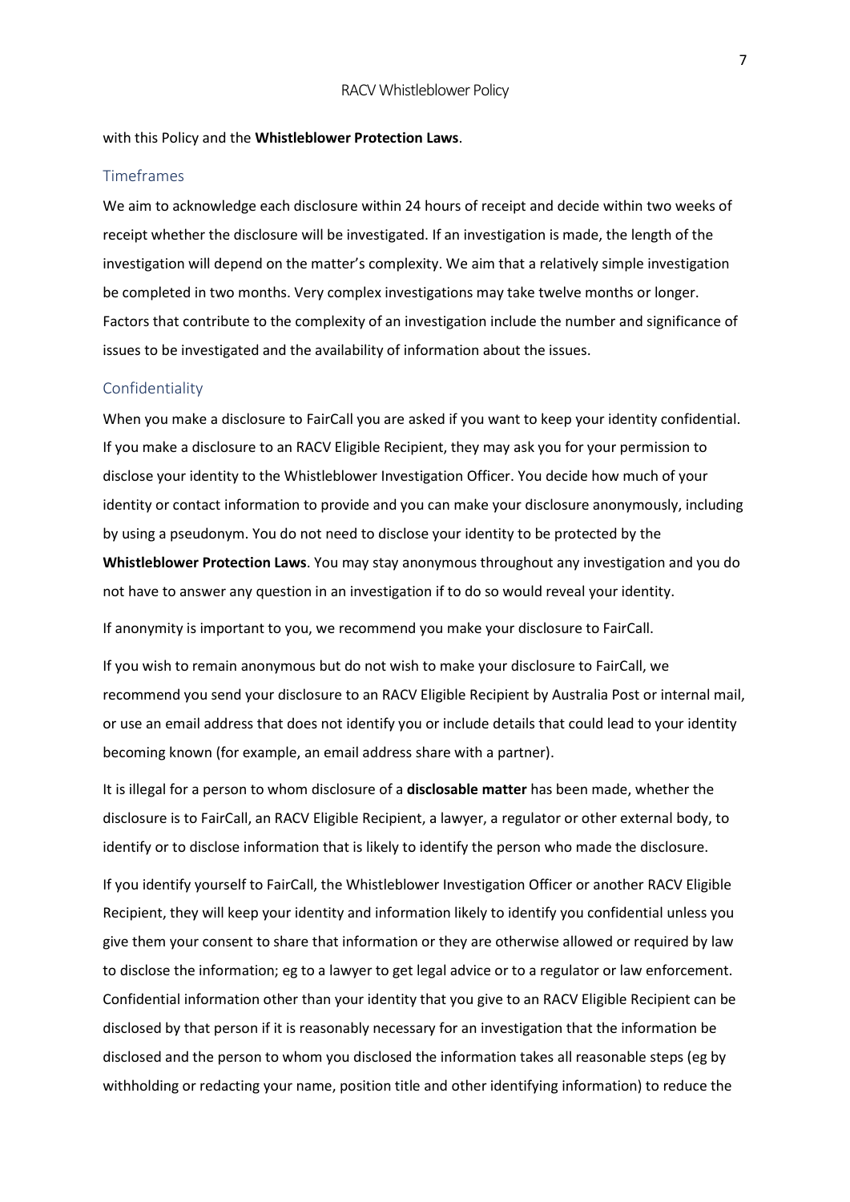with this Policy and the **Whistleblower Protection Laws**.

## Timeframes

We aim to acknowledge each disclosure within 24 hours of receipt and decide within two weeks of receipt whether the disclosure will be investigated. If an investigation is made, the length of the investigation will depend on the matter's complexity. We aim that a relatively simple investigation be completed in two months. Very complex investigations may take twelve months or longer. Factors that contribute to the complexity of an investigation include the number and significance of issues to be investigated and the availability of information about the issues.

## Confidentiality

When you make a disclosure to FairCall you are asked if you want to keep your identity confidential. If you make a disclosure to an RACV Eligible Recipient, they may ask you for your permission to disclose your identity to the Whistleblower Investigation Officer. You decide how much of your identity or contact information to provide and you can make your disclosure anonymously, including by using a pseudonym. You do not need to disclose your identity to be protected by the **Whistleblower Protection Laws**. You may stay anonymous throughout any investigation and you do not have to answer any question in an investigation if to do so would reveal your identity.

If anonymity is important to you, we recommend you make your disclosure to FairCall.

If you wish to remain anonymous but do not wish to make your disclosure to FairCall, we recommend you send your disclosure to an RACV Eligible Recipient by Australia Post or internal mail, or use an email address that does not identify you or include details that could lead to your identity becoming known (for example, an email address share with a partner).

It is illegal for a person to whom disclosure of a **disclosable matter** has been made, whether the disclosure is to FairCall, an RACV Eligible Recipient, a lawyer, a regulator or other external body, to identify or to disclose information that is likely to identify the person who made the disclosure.

If you identify yourself to FairCall, the Whistleblower Investigation Officer or another RACV Eligible Recipient, they will keep your identity and information likely to identify you confidential unless you give them your consent to share that information or they are otherwise allowed or required by law to disclose the information; eg to a lawyer to get legal advice or to a regulator or law enforcement. Confidential information other than your identity that you give to an RACV Eligible Recipient can be disclosed by that person if it is reasonably necessary for an investigation that the information be disclosed and the person to whom you disclosed the information takes all reasonable steps (eg by withholding or redacting your name, position title and other identifying information) to reduce the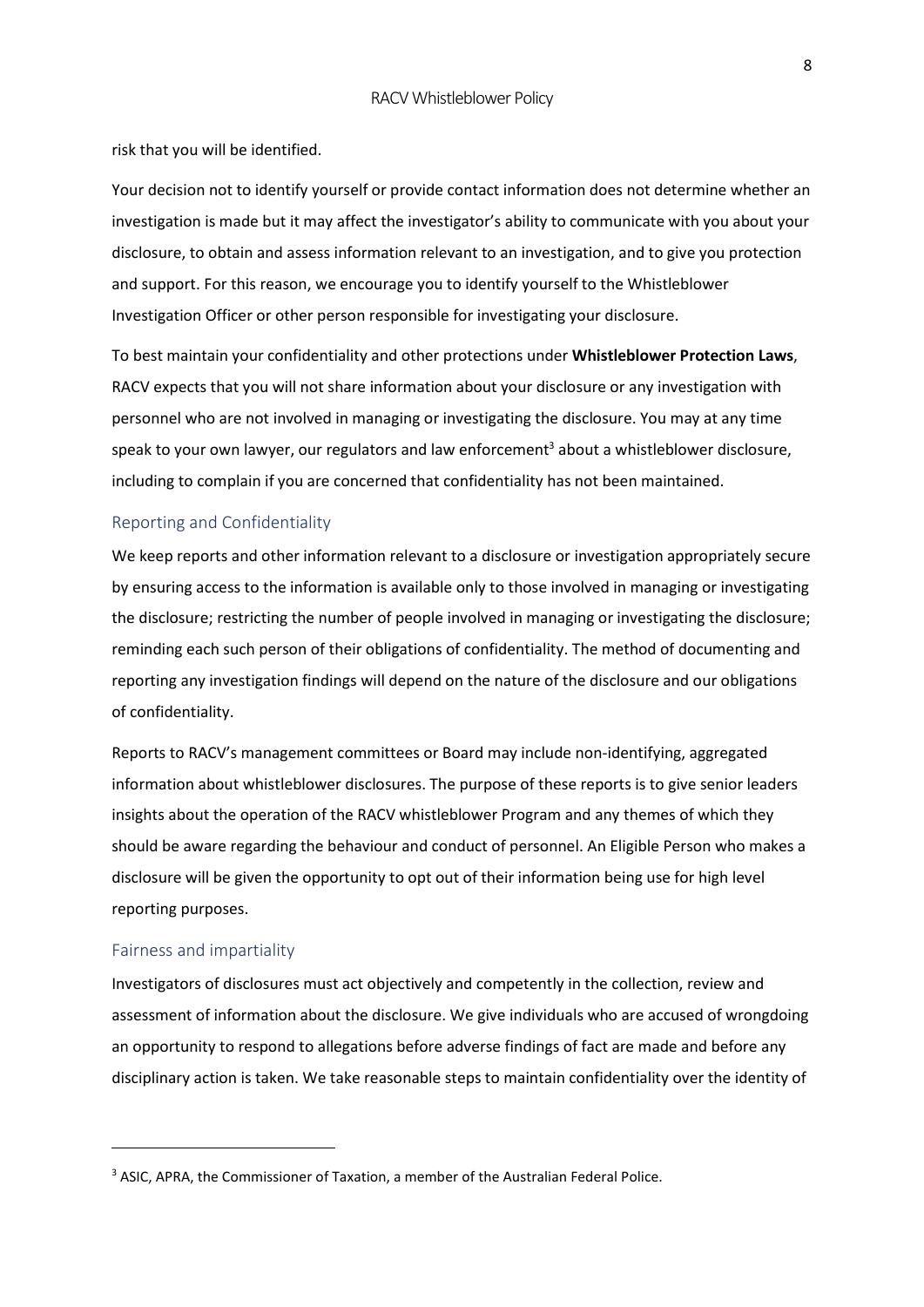risk that you will be identified.

Your decision not to identify yourself or provide contact information does not determine whether an investigation is made but it may affect the investigator's ability to communicate with you about your disclosure, to obtain and assess information relevant to an investigation, and to give you protection and support. For this reason, we encourage you to identify yourself to the Whistleblower Investigation Officer or other person responsible for investigating your disclosure.

To best maintain your confidentiality and other protections under **Whistleblower Protection Laws**, RACV expects that you will not share information about your disclosure or any investigation with personnel who are not involved in managing or investigating the disclosure. You may at any time speak to your own lawyer, our regulators and law enforcement[3] about a whistleblower disclosure, including to complain if you are concerned that confidentiality has not been maintained.

## Reporting and Confidentiality

We keep reports and other information relevant to a disclosure or investigation appropriately secure by ensuring access to the information is available only to those involved in managing or investigating the disclosure; restricting the number of people involved in managing or investigating the disclosure; reminding each such person of their obligations of confidentiality. The method of documenting and reporting any investigation findings will depend on the nature of the disclosure and our obligations of confidentiality.

Reports to RACV's management committees or Board may include non-identifying, aggregated information about whistleblower disclosures. The purpose of these reports is to give senior leaders insights about the operation of the RACV whistleblower Program and any themes of which they should be aware regarding the behaviour and conduct of personnel. An Eligible Person who makes a disclosure will be given the opportunity to opt out of their information being use for high level reporting purposes.

## Fairness and impartiality

Investigators of disclosures must act objectively and competently in the collection, review and assessment of information about the disclosure. We give individuals who are accused of wrongdoing an opportunity to respond to allegations before adverse findings of fact are made and before any disciplinary action is taken. We take reasonable steps to maintain confidentiality over the identity of

---

[3] ASIC, APRA, the Commissioner of Taxation, a member of the Australian Federal Police.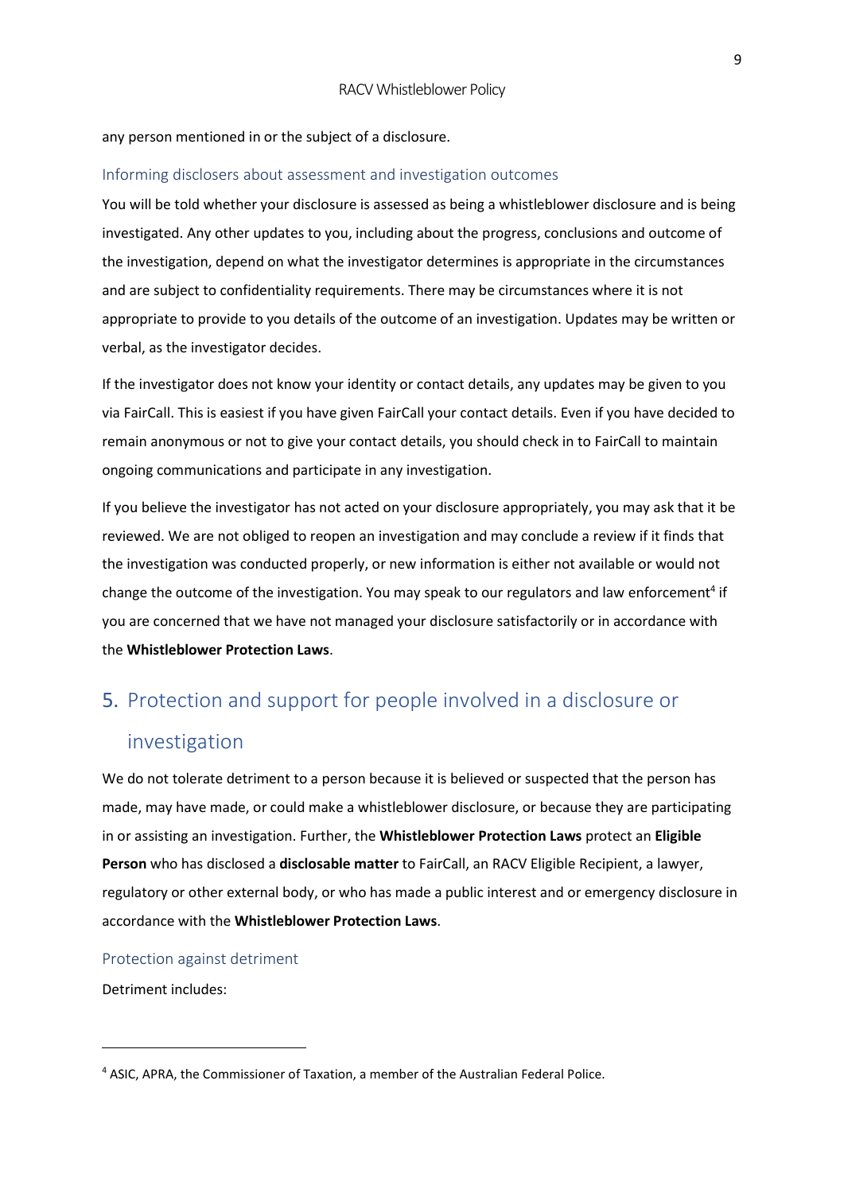any person mentioned in or the subject of a disclosure.

### Informing disclosers about assessment and investigation outcomes

You will be told whether your disclosure is assessed as being a whistleblower disclosure and is being investigated. Any other updates to you, including about the progress, conclusions and outcome of the investigation, depend on what the investigator determines is appropriate in the circumstances and are subject to confidentiality requirements. There may be circumstances where it is not appropriate to provide to you details of the outcome of an investigation. Updates may be written or verbal, as the investigator decides.

If the investigator does not know your identity or contact details, any updates may be given to you via FairCall. This is easiest if you have given FairCall your contact details. Even if you have decided to remain anonymous or not to give your contact details, you should check in to FairCall to maintain ongoing communications and participate in any investigation.

If you believe the investigator has not acted on your disclosure appropriately, you may ask that it be reviewed. We are not obliged to reopen an investigation and may conclude a review if it finds that the investigation was conducted properly, or new information is either not available or would not change the outcome of the investigation. You may speak to our regulators and law enforcement[4] if you are concerned that we have not managed your disclosure satisfactorily or in accordance with the **Whistleblower Protection Laws**.

## 5. Protection and support for people involved in a disclosure or investigation

We do not tolerate detriment to a person because it is believed or suspected that the person has made, may have made, or could make a whistleblower disclosure, or because they are participating in or assisting an investigation. Further, the **Whistleblower Protection Laws** protect an **Eligible Person** who has disclosed a **disclosable matter** to FairCall, an RACV Eligible Recipient, a lawyer, regulatory or other external body, or who has made a public interest and or emergency disclosure in accordance with the **Whistleblower Protection Laws**.

### Protection against detriment

Detriment includes:

---

[4] ASIC, APRA, the Commissioner of Taxation, a member of the Australian Federal Police.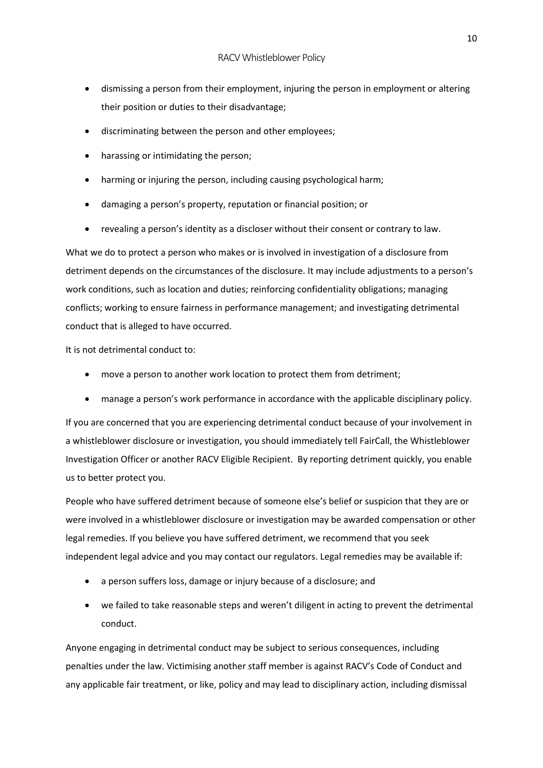- dismissing a person from their employment, injuring the person in employment or altering their position or duties to their disadvantage;
- discriminating between the person and other employees;
- harassing or intimidating the person;
- harming or injuring the person, including causing psychological harm;
- damaging a person's property, reputation or financial position; or
- revealing a person's identity as a discloser without their consent or contrary to law.

What we do to protect a person who makes or is involved in investigation of a disclosure from detriment depends on the circumstances of the disclosure. It may include adjustments to a person's work conditions, such as location and duties; reinforcing confidentiality obligations; managing conflicts; working to ensure fairness in performance management; and investigating detrimental conduct that is alleged to have occurred.

It is not detrimental conduct to:

- move a person to another work location to protect them from detriment;
- manage a person's work performance in accordance with the applicable disciplinary policy.

If you are concerned that you are experiencing detrimental conduct because of your involvement in a whistleblower disclosure or investigation, you should immediately tell FairCall, the Whistleblower Investigation Officer or another RACV Eligible Recipient. By reporting detriment quickly, you enable us to better protect you.

People who have suffered detriment because of someone else's belief or suspicion that they are or were involved in a whistleblower disclosure or investigation may be awarded compensation or other legal remedies. If you believe you have suffered detriment, we recommend that you seek independent legal advice and you may contact our regulators. Legal remedies may be available if:

- a person suffers loss, damage or injury because of a disclosure; and
- we failed to take reasonable steps and weren't diligent in acting to prevent the detrimental conduct.

Anyone engaging in detrimental conduct may be subject to serious consequences, including penalties under the law. Victimising another staff member is against RACV's Code of Conduct and any applicable fair treatment, or like, policy and may lead to disciplinary action, including dismissal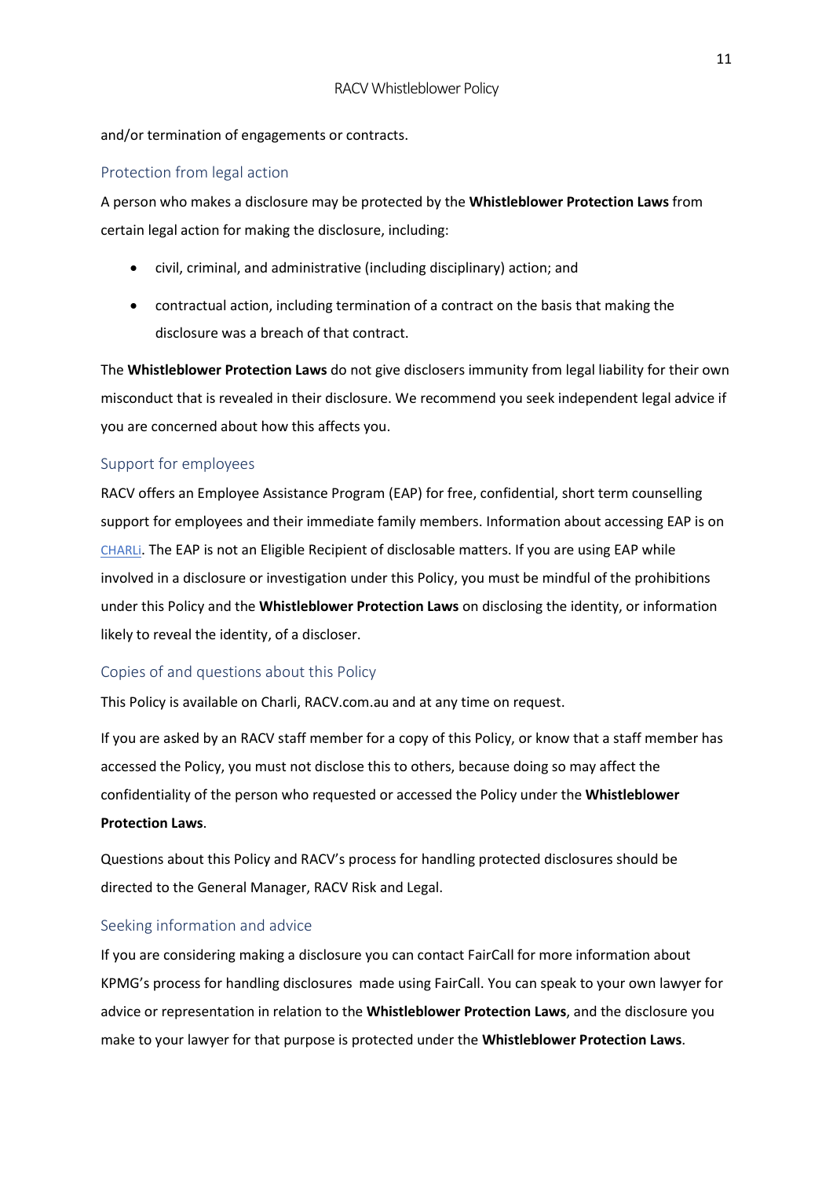and/or termination of engagements or contracts.

## Protection from legal action

A person who makes a disclosure may be protected by the **Whistleblower Protection Laws** from certain legal action for making the disclosure, including:

- civil, criminal, and administrative (including disciplinary) action; and
- contractual action, including termination of a contract on the basis that making the disclosure was a breach of that contract.

The **Whistleblower Protection Laws** do not give disclosers immunity from legal liability for their own misconduct that is revealed in their disclosure. We recommend you seek independent legal advice if you are concerned about how this affects you.

## Support for employees

RACV offers an Employee Assistance Program (EAP) for free, confidential, short term counselling support for employees and their immediate family members. Information about accessing EAP is on CHARLi. The EAP is not an Eligible Recipient of disclosable matters. If you are using EAP while involved in a disclosure or investigation under this Policy, you must be mindful of the prohibitions under this Policy and the **Whistleblower Protection Laws** on disclosing the identity, or information likely to reveal the identity, of a discloser.

## Copies of and questions about this Policy

This Policy is available on Charli, RACV.com.au and at any time on request.

If you are asked by an RACV staff member for a copy of this Policy, or know that a staff member has accessed the Policy, you must not disclose this to others, because doing so may affect the confidentiality of the person who requested or accessed the Policy under the **Whistleblower Protection Laws**.

Questions about this Policy and RACV's process for handling protected disclosures should be directed to the General Manager, RACV Risk and Legal.

## Seeking information and advice

If you are considering making a disclosure you can contact FairCall for more information about KPMG's process for handling disclosures made using FairCall. You can speak to your own lawyer for advice or representation in relation to the **Whistleblower Protection Laws**, and the disclosure you make to your lawyer for that purpose is protected under the **Whistleblower Protection Laws**.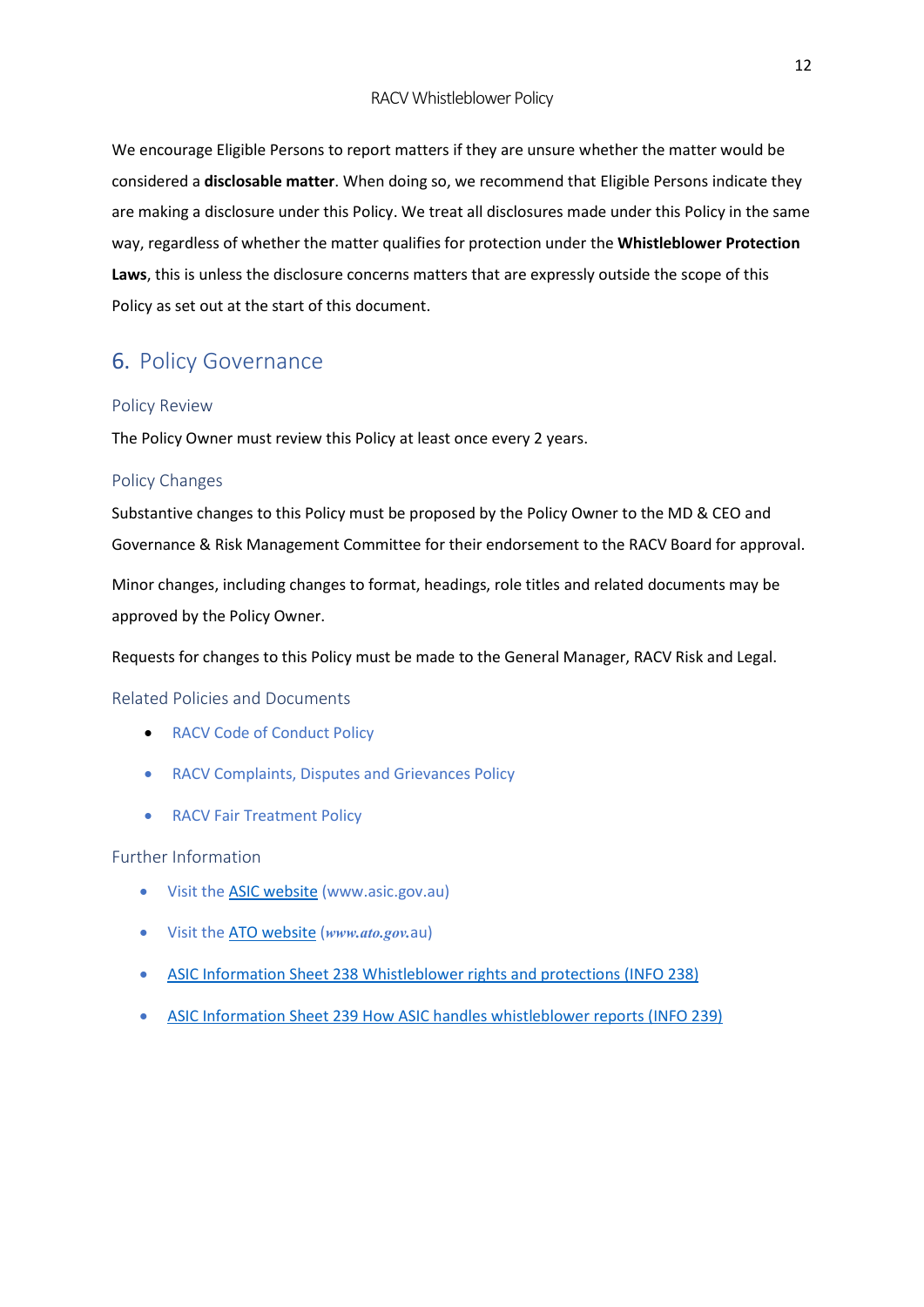We encourage Eligible Persons to report matters if they are unsure whether the matter would be considered a **disclosable matter**. When doing so, we recommend that Eligible Persons indicate they are making a disclosure under this Policy. We treat all disclosures made under this Policy in the same way, regardless of whether the matter qualifies for protection under the **Whistleblower Protection Laws**, this is unless the disclosure concerns matters that are expressly outside the scope of this Policy as set out at the start of this document.

## 6. Policy Governance

### Policy Review

The Policy Owner must review this Policy at least once every 2 years.

### Policy Changes

Substantive changes to this Policy must be proposed by the Policy Owner to the MD & CEO and Governance & Risk Management Committee for their endorsement to the RACV Board for approval.

Minor changes, including changes to format, headings, role titles and related documents may be approved by the Policy Owner.

Requests for changes to this Policy must be made to the General Manager, RACV Risk and Legal.

### Related Policies and Documents

- RACV Code of Conduct Policy
- RACV Complaints, Disputes and Grievances Policy
- RACV Fair Treatment Policy

### Further Information

- Visit the ASIC website (www.asic.gov.au)
- Visit the ATO website (*www.ato.gov.*au)
- ASIC Information Sheet 238 Whistleblower rights and protections (INFO 238)
- ASIC Information Sheet 239 How ASIC handles whistleblower reports (INFO 239)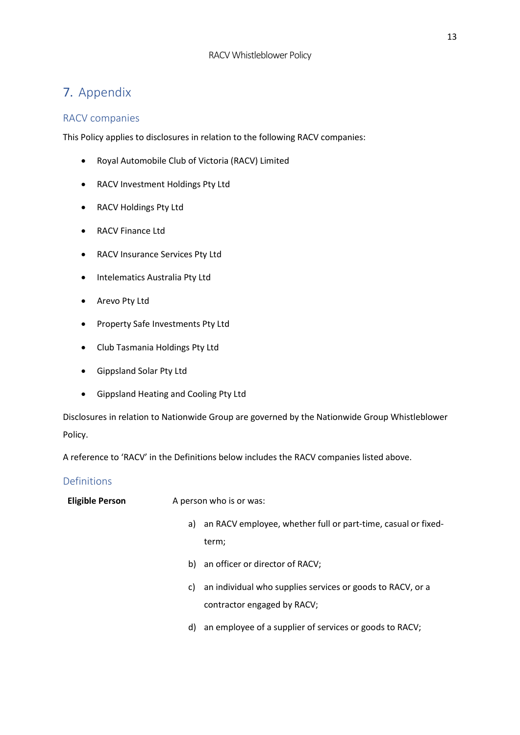# 7. Appendix

## RACV companies

This Policy applies to disclosures in relation to the following RACV companies:

- Royal Automobile Club of Victoria (RACV) Limited
- RACV Investment Holdings Pty Ltd
- RACV Holdings Pty Ltd
- RACV Finance Ltd
- RACV Insurance Services Pty Ltd
- Intelematics Australia Pty Ltd
- Arevo Pty Ltd
- Property Safe Investments Pty Ltd
- Club Tasmania Holdings Pty Ltd
- Gippsland Solar Pty Ltd
- Gippsland Heating and Cooling Pty Ltd

Disclosures in relation to Nationwide Group are governed by the Nationwide Group Whistleblower Policy.

A reference to 'RACV' in the Definitions below includes the RACV companies listed above.

## Definitions

**Eligible Person** — A person who is or was:

a) an RACV employee, whether full or part-time, casual or fixed-term;

b) an officer or director of RACV;

c) an individual who supplies services or goods to RACV, or a contractor engaged by RACV;

d) an employee of a supplier of services or goods to RACV;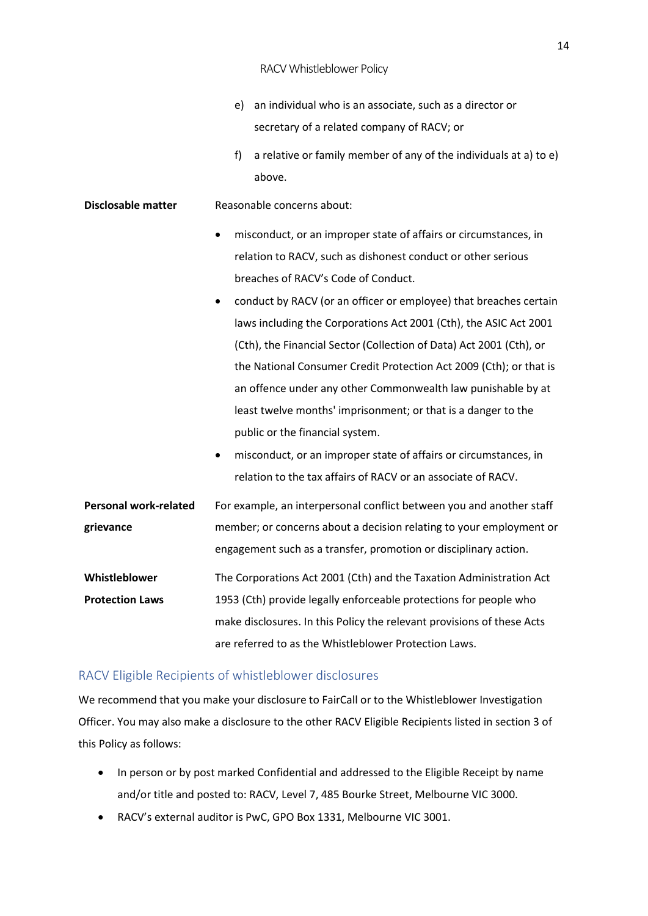| | |
|---|---|
| | e) an individual who is an associate, such as a director or secretary of a related company of RACV; or<br><br>f) a relative or family member of any of the individuals at a) to e) above. |
| **Disclosable matter** | Reasonable concerns about:<br><br>• misconduct, or an improper state of affairs or circumstances, in relation to RACV, such as dishonest conduct or other serious breaches of RACV's Code of Conduct.<br>• conduct by RACV (or an officer or employee) that breaches certain laws including the Corporations Act 2001 (Cth), the ASIC Act 2001 (Cth), the Financial Sector (Collection of Data) Act 2001 (Cth), or the National Consumer Credit Protection Act 2009 (Cth); or that is an offence under any other Commonwealth law punishable by at least twelve months' imprisonment; or that is a danger to the public or the financial system.<br>• misconduct, or an improper state of affairs or circumstances, in relation to the tax affairs of RACV or an associate of RACV. |
| **Personal work-related grievance** | For example, an interpersonal conflict between you and another staff member; or concerns about a decision relating to your employment or engagement such as a transfer, promotion or disciplinary action. |
| **Whistleblower Protection Laws** | The Corporations Act 2001 (Cth) and the Taxation Administration Act 1953 (Cth) provide legally enforceable protections for people who make disclosures. In this Policy the relevant provisions of these Acts are referred to as the Whistleblower Protection Laws. |

## RACV Eligible Recipients of whistleblower disclosures

We recommend that you make your disclosure to FairCall or to the Whistleblower Investigation Officer. You may also make a disclosure to the other RACV Eligible Recipients listed in section 3 of this Policy as follows:

- In person or by post marked Confidential and addressed to the Eligible Receipt by name and/or title and posted to: RACV, Level 7, 485 Bourke Street, Melbourne VIC 3000.
- RACV's external auditor is PwC, GPO Box 1331, Melbourne VIC 3001.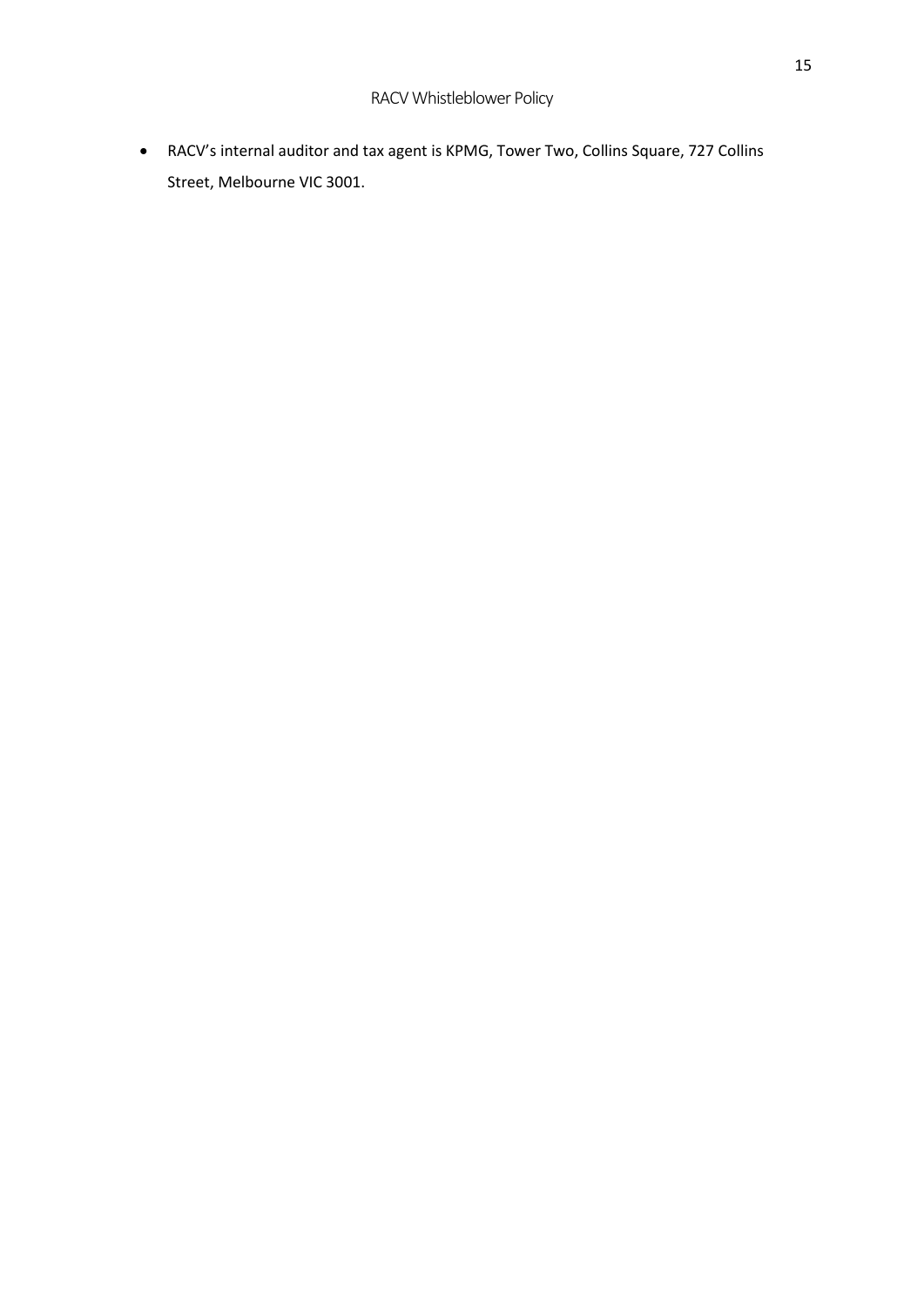- RACV's internal auditor and tax agent is KPMG, Tower Two, Collins Square, 727 Collins Street, Melbourne VIC 3001.